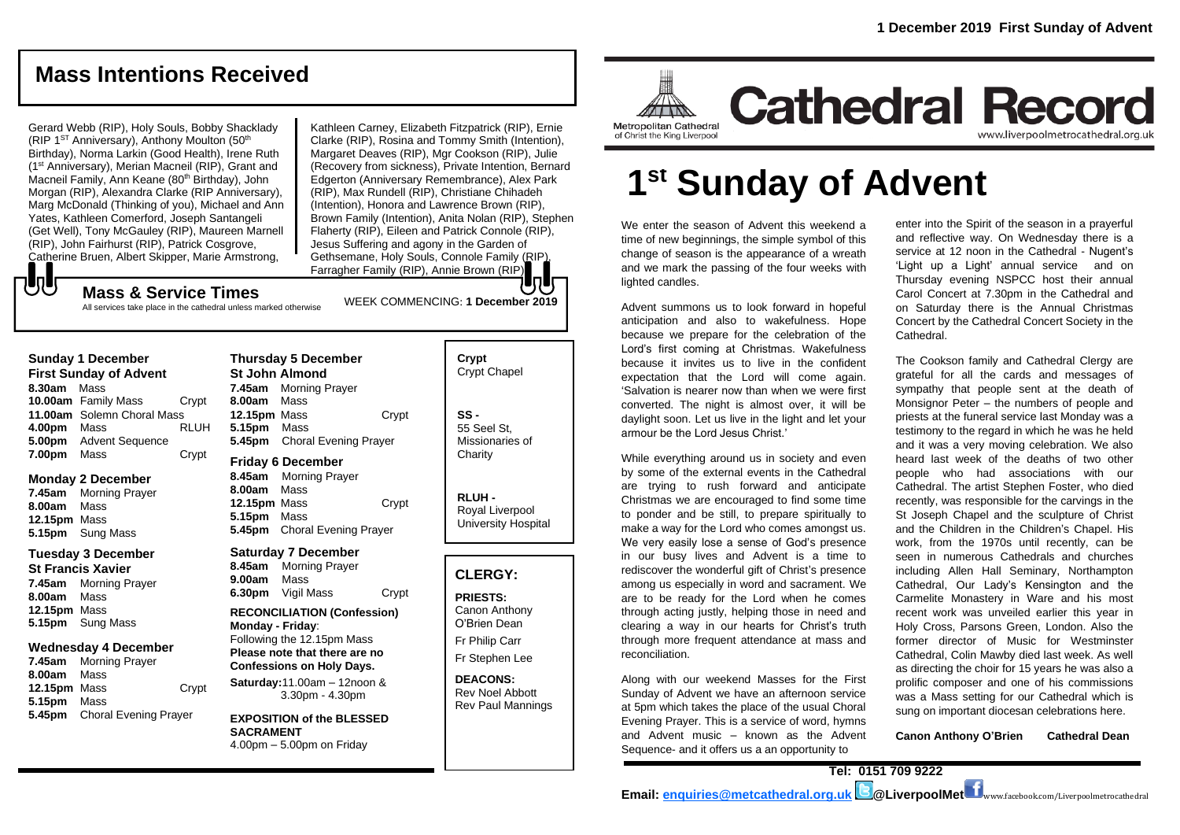# Mass Intentions Received

Gerard Webb (RIP), Holy Souls, Bobby Shacklady (RIP 1[ST] Anniversary), Anthony Moulton (50[th] Birthday), Norma Larkin (Good Health), Irene Ruth (1[st] Anniversary), Merian Macneil (RIP), Grant and Macneil Family, Ann Keane (80[th] Birthday), John Morgan (RIP), Alexandra Clarke (RIP Anniversary), Marg McDonald (Thinking of you), Michael and Ann Yates, Kathleen Comerford, Joseph Santangeli (Get Well), Tony McGauley (RIP), Maureen Marnell (RIP), John Fairhurst (RIP), Patrick Cosgrove, Catherine Bruen, Albert Skipper, Marie Armstrong, Kathleen Carney, Elizabeth Fitzpatrick (RIP), Ernie Clarke (RIP), Rosina and Tommy Smith (Intention), Margaret Deaves (RIP), Mgr Cookson (RIP), Julie (Recovery from sickness), Private Intention, Bernard Edgerton (Anniversary Remembrance), Alex Park (RIP), Max Rundell (RIP), Christiane Chihadeh (Intention), Honora and Lawrence Brown (RIP), Brown Family (Intention), Anita Nolan (RIP), Stephen Flaherty (RIP), Eileen and Patrick Connole (RIP), Jesus Suffering and agony in the Garden of Gethsemane, Holy Souls, Connole Family (RIP), Farragher Family (RIP), Annie Brown (RIP)

## Mass & Service Times

All services take place in the cathedral unless marked otherwise

WEEK COMMENCING: **1 December 2019**

**Sunday 1 December**
**First Sunday of Advent**
**8.30am** Mass
**10.00am** Family Mass — Crypt
**11.00am** Solemn Choral Mass
**4.00pm** Mass — RLUH
**5.00pm** Advent Sequence
**7.00pm** Mass — Crypt

**Monday 2 December**
**7.45am** Morning Prayer
**8.00am** Mass
**12.15pm** Mass
**5.15pm** Sung Mass

**Tuesday 3 December**
**St Francis Xavier**
**7.45am** Morning Prayer
**8.00am** Mass
**12.15pm** Mass
**5.15pm** Sung Mass

**Wednesday 4 December**
**7.45am** Morning Prayer
**8.00am** Mass
**12.15pm** Mass — Crypt
**5.15pm** Mass
**5.45pm** Choral Evening Prayer

**Thursday 5 December**
**St John Almond**
**7.45am** Morning Prayer
**8.00am** Mass
**12.15pm** Mass — Crypt
**5.15pm** Mass
**5.45pm** Choral Evening Prayer

**Friday 6 December**
**8.45am** Morning Prayer
**8.00am** Mass
**12.15pm** Mass — Crypt
**5.15pm** Mass
**5.45pm** Choral Evening Prayer

**Saturday 7 December**
**8.45am** Morning Prayer
**9.00am** Mass
**6.30pm** Vigil Mass — Crypt

**RECONCILIATION (Confession)**
**Monday - Friday**: Following the 12.15pm Mass
**Please note that there are no Confessions on Holy Days.**
**Saturday:** 11.00am – 12noon & 3.30pm - 4.30pm

**EXPOSITION of the BLESSED SACRAMENT**
4.00pm – 5.00pm on Friday

**Crypt**
Crypt Chapel

**SS -**
55 Seel St, Missionaries of Charity

**RLUH -**
Royal Liverpool University Hospital

## CLERGY:

**PRIESTS:**
Canon Anthony O'Brien Dean
Fr Philip Carr
Fr Stephen Lee

**DEACONS:**
Rev Noel Abbott
Rev Paul Mannings

**1 December 2019 First Sunday of Advent**

Metropolitan Cathedral of Christ the King Liverpool

# Cathedral Record

www.liverpoolmetrocathedral.org.uk

# 1[st] Sunday of Advent

We enter the season of Advent this weekend a time of new beginnings, the simple symbol of this change of season is the appearance of a wreath and we mark the passing of the four weeks with lighted candles.

Advent summons us to look forward in hopeful anticipation and also to wakefulness. Hope because we prepare for the celebration of the Lord's first coming at Christmas. Wakefulness because it invites us to live in the confident expectation that the Lord will come again. 'Salvation is nearer now than when we were first converted. The night is almost over, it will be daylight soon. Let us live in the light and let your armour be the Lord Jesus Christ.'

While everything around us in society and even by some of the external events in the Cathedral are trying to rush forward and anticipate Christmas we are encouraged to find some time to ponder and be still, to prepare spiritually to make a way for the Lord who comes amongst us. We very easily lose a sense of God's presence in our busy lives and Advent is a time to rediscover the wonderful gift of Christ's presence among us especially in word and sacrament. We are to be ready for the Lord when he comes through acting justly, helping those in need and clearing a way in our hearts for Christ's truth through more frequent attendance at mass and reconciliation.

Along with our weekend Masses for the First Sunday of Advent we have an afternoon service at 5pm which takes the place of the usual Choral Evening Prayer. This is a service of word, hymns and Advent music – known as the Advent Sequence- and it offers us a an opportunity to enter into the Spirit of the season in a prayerful and reflective way. On Wednesday there is a service at 12 noon in the Cathedral - Nugent's 'Light up a Light' annual service and on Thursday evening NSPCC host their annual Carol Concert at 7.30pm in the Cathedral and on Saturday there is the Annual Christmas Concert by the Cathedral Concert Society in the Cathedral.

The Cookson family and Cathedral Clergy are grateful for all the cards and messages of sympathy that people sent at the death of Monsignor Peter – the numbers of people and priests at the funeral service last Monday was a testimony to the regard in which he was he held and it was a very moving celebration. We also heard last week of the deaths of two other people who had associations with our Cathedral. The artist Stephen Foster, who died recently, was responsible for the carvings in the St Joseph Chapel and the sculpture of Christ and the Children in the Children's Chapel. His work, from the 1970s until recently, can be seen in numerous Cathedrals and churches including Allen Hall Seminary, Northampton Cathedral, Our Lady's Kensington and the Carmelite Monastery in Ware and his most recent work was unveiled earlier this year in Holy Cross, Parsons Green, London. Also the former director of Music for Westminster Cathedral, Colin Mawby died last week. As well as directing the choir for 15 years he was also a prolific composer and one of his commissions was a Mass setting for our Cathedral which is sung on important diocesan celebrations here.

**Canon Anthony O'Brien Cathedral Dean**

**Tel: 0151 709 9222**
**Email: enquiries@metcathedral.org.uk @LiverpoolMet** www.facebook.com/Liverpoolmetrocathedral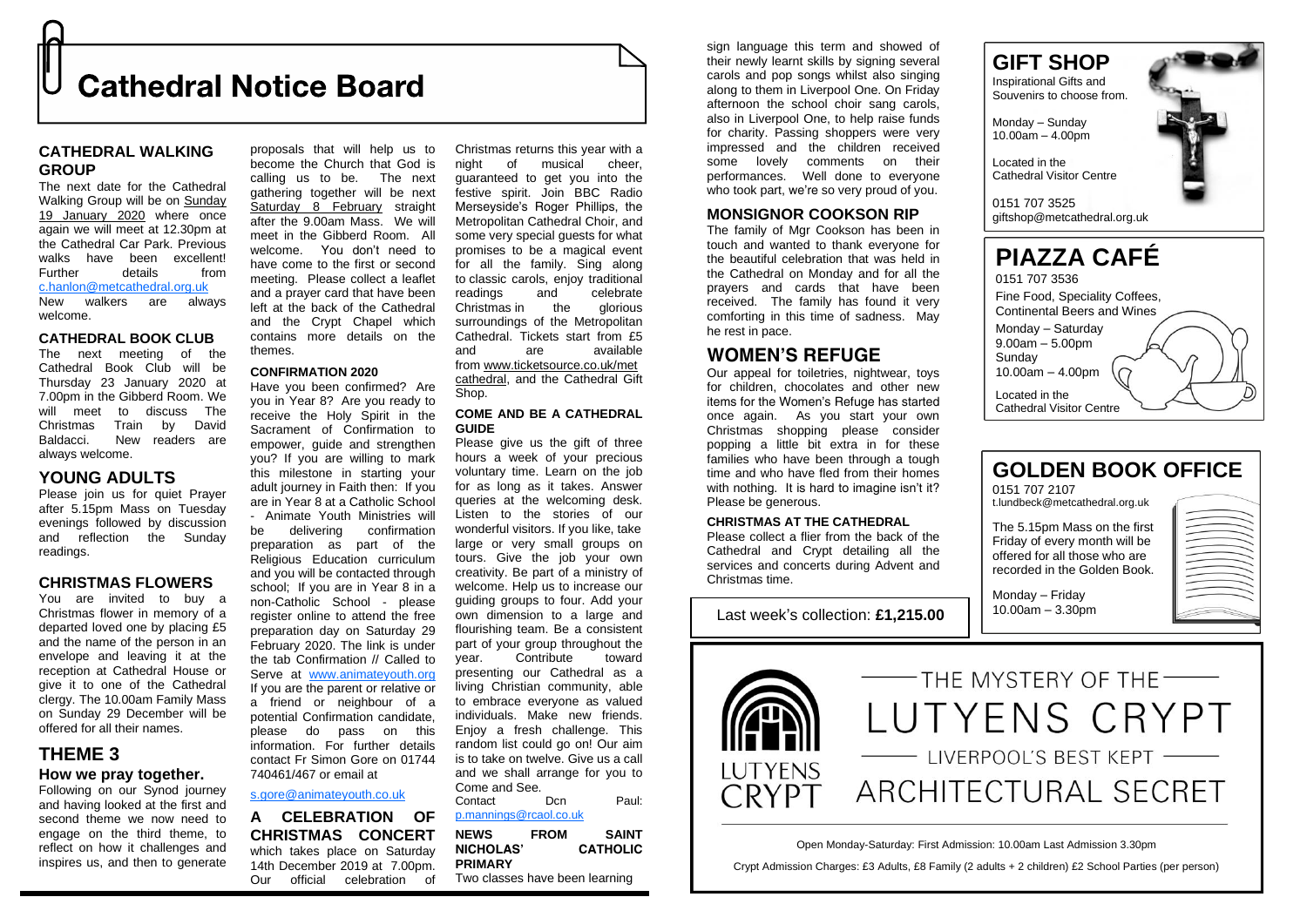# Cathedral Notice Board

## CATHEDRAL WALKING GROUP

The next date for the Cathedral Walking Group will be on Sunday 19 January 2020 where once again we will meet at 12.30pm at the Cathedral Car Park. Previous walks have been excellent! Further details from c.hanlon@metcathedral.org.uk

New walkers are always welcome.

### CATHEDRAL BOOK CLUB

The next meeting of the Cathedral Book Club will be Thursday 23 January 2020 at 7.00pm in the Gibberd Room. We will meet to discuss The Christmas Train by David Baldacci. New readers are always welcome.

## YOUNG ADULTS

Please join us for quiet Prayer after 5.15pm Mass on Tuesday evenings followed by discussion and reflection the Sunday readings.

## CHRISTMAS FLOWERS

You are invited to buy a Christmas flower in memory of a departed loved one by placing £5 and the name of the person in an envelope and leaving it at the reception at Cathedral House or give it to one of the Cathedral clergy. The 10.00am Family Mass on Sunday 29 December will be offered for all their names.

## THEME 3

### How we pray together.

Following on our Synod journey and having looked at the first and second theme we now need to engage on the third theme, to reflect on how it challenges and inspires us, and then to generate proposals that will help us to become the Church that God is calling us to be. The next gathering together will be next Saturday 8 February straight after the 9.00am Mass. We will meet in the Gibberd Room. All welcome. You don't need to have come to the first or second meeting. Please collect a leaflet and a prayer card that have been left at the back of the Cathedral and the Crypt Chapel which contains more details on the themes.

### CONFIRMATION 2020

Have you been confirmed? Are you in Year 8? Are you ready to receive the Holy Spirit in the Sacrament of Confirmation to empower, guide and strengthen you? If you are willing to mark this milestone in starting your adult journey in Faith then: If you are in Year 8 at a Catholic School - Animate Youth Ministries will be delivering confirmation preparation as part of the Religious Education curriculum and you will be contacted through school; If you are in Year 8 in a non-Catholic School - please register online to attend the free preparation day on Saturday 29 February 2020. The link is under the tab Confirmation // Called to Serve at www.animateyouth.org If you are the parent or relative or a friend or neighbour of a potential Confirmation candidate, please do pass on this information. For further details contact Fr Simon Gore on 01744 740461/467 or email at

s.gore@animateyouth.co.uk

### A CELEBRATION OF CHRISTMAS CONCERT

which takes place on Saturday 14th December 2019 at 7.00pm. Our official celebration of Christmas returns this year with a night of musical cheer, guaranteed to get you into the festive spirit. Join BBC Radio Merseyside's Roger Phillips, the Metropolitan Cathedral Choir, and some very special guests for what promises to be a magical event for all the family. Sing along to classic carols, enjoy traditional readings and celebrate Christmas in the glorious surroundings of the Metropolitan Cathedral. Tickets start from £5 and are available from www.ticketsource.co.uk/metcathedral, and the Cathedral Gift Shop.

### COME AND BE A CATHEDRAL GUIDE

Please give us the gift of three hours a week of your precious voluntary time. Learn on the job for as long as it takes. Answer queries at the welcoming desk. Listen to the stories of our wonderful visitors. If you like, take large or very small groups on tours. Give the job your own creativity. Be part of a ministry of welcome. Help us to increase our guiding groups to four. Add your own dimension to a large and flourishing team. Be a consistent part of your group throughout the year. Contribute toward presenting our Cathedral as a living Christian community, able to embrace everyone as valued individuals. Make new friends. Enjoy a fresh challenge. This random list could go on! Our aim is to take on twelve. Give us a call and we shall arrange for you to Come and See.

Contact Dcn Paul: p.mannings@rcaol.co.uk

### NEWS FROM SAINT NICHOLAS' CATHOLIC PRIMARY

Two classes have been learning sign language this term and showed of their newly learnt skills by signing several carols and pop songs whilst also singing along to them in Liverpool One. On Friday afternoon the school choir sang carols, also in Liverpool One, to help raise funds for charity. Passing shoppers were very impressed and the children received some lovely comments on their performances. Well done to everyone who took part, we're so very proud of you.

### MONSIGNOR COOKSON RIP

The family of Mgr Cookson has been in touch and wanted to thank everyone for the beautiful celebration that was held in the Cathedral on Monday and for all the prayers and cards that have been received. The family has found it very comforting in this time of sadness. May he rest in pace.

## WOMEN'S REFUGE

Our appeal for toiletries, nightwear, toys for children, chocolates and other new items for the Women's Refuge has started once again. As you start your own Christmas shopping please consider popping a little bit extra in for these families who have been through a tough time and who have fled from their homes with nothing. It is hard to imagine isn't it? Please be generous.

### CHRISTMAS AT THE CATHEDRAL

Please collect a flier from the back of the Cathedral and Crypt detailing all the services and concerts during Advent and Christmas time.

Last week's collection: **£1,215.00**

## GIFT SHOP

Inspirational Gifts and Souvenirs to choose from.

Monday – Sunday
10.00am – 4.00pm

Located in the Cathedral Visitor Centre

0151 707 3525
giftshop@metcathedral.org.uk

## PIAZZA CAFÉ

0151 707 3536

Fine Food, Speciality Coffees, Continental Beers and Wines

Monday – Saturday
9.00am – 5.00pm
Sunday
10.00am – 4.00pm

Located in the Cathedral Visitor Centre

## GOLDEN BOOK OFFICE

0151 707 2107
t.lundbeck@metcathedral.org.uk

The 5.15pm Mass on the first Friday of every month will be offered for all those who are recorded in the Golden Book.

Monday – Friday
10.00am – 3.30pm

LUTYENS CRYPT

THE MYSTERY OF THE LUTYENS CRYPT
LIVERPOOL'S BEST KEPT ARCHITECTURAL SECRET

Open Monday-Saturday: First Admission: 10.00am Last Admission 3.30pm

Crypt Admission Charges: £3 Adults, £8 Family (2 adults + 2 children) £2 School Parties (per person)